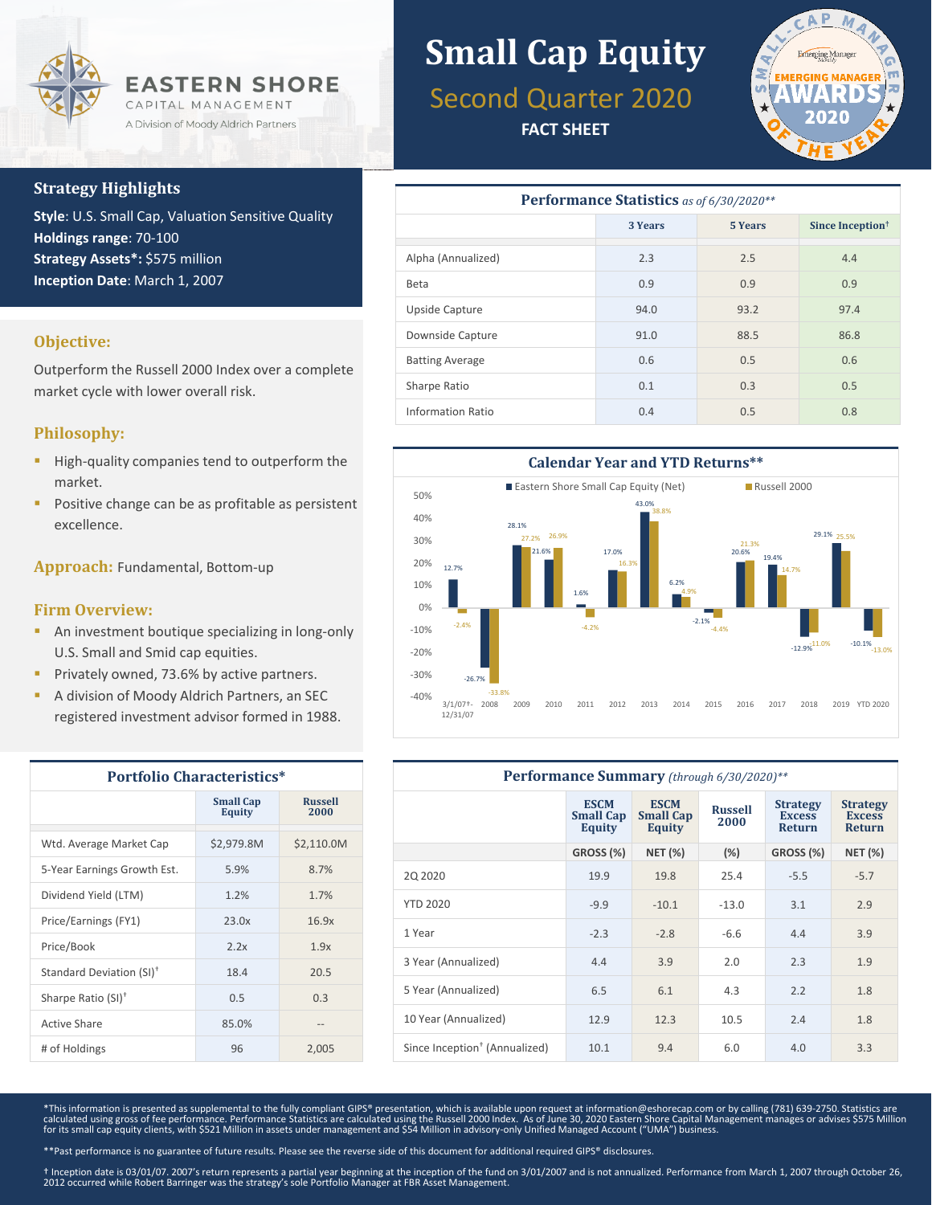EASTERN SHORE
CAPITAL MANAGEMENT
A Division of Moody Aldrich Partners

# Small Cap Equity

## Second Quarter 2020

**FACT SHEET**

SMALL-CAP MANAGER OF THE YEAR — Emerging Manager — EMERGING MANAGER AWARDS 2020

### Strategy Highlights

**Style**: U.S. Small Cap, Valuation Sensitive Quality
**Holdings range**: 70-100
**Strategy Assets*:** $575 million
**Inception Date**: March 1, 2007

### Objective:

Outperform the Russell 2000 Index over a complete market cycle with lower overall risk.

### Philosophy:

- High-quality companies tend to outperform the market.
- Positive change can be as profitable as persistent excellence.

**Approach:** Fundamental, Bottom-up

### Firm Overview:

- An investment boutique specializing in long-only U.S. Small and Smid cap equities.
- Privately owned, 73.6% by active partners.
- A division of Moody Aldrich Partners, an SEC registered investment advisor formed in 1988.

### Performance Statistics *as of 6/30/2020***

| | 3 Years | 5 Years | Since Inception† |
|---|---|---|---|
| Alpha (Annualized) | 2.3 | 2.5 | 4.4 |
| Beta | 0.9 | 0.9 | 0.9 |
| Upside Capture | 94.0 | 93.2 | 97.4 |
| Downside Capture | 91.0 | 88.5 | 86.8 |
| Batting Average | 0.6 | 0.5 | 0.6 |
| Sharpe Ratio | 0.1 | 0.3 | 0.5 |
| Information Ratio | 0.4 | 0.5 | 0.8 |

### Calendar Year and YTD Returns**

| Period | Eastern Shore Small Cap Equity (Net) | Russell 2000 |
|---|---|---|
| 3/1/07†-12/31/07 | 12.7% | -2.4% |
| 2008 | -26.7% | -33.8% |
| 2009 | 28.1% | 27.2% |
| 2010 | 21.6% | 26.9% |
| 2011 | 1.6% | -4.2% |
| 2012 | 17.0% | 16.3% |
| 2013 | 43.0% | 38.8% |
| 2014 | 6.2% | 4.9% |
| 2015 | -2.1% | -4.4% |
| 2016 | 20.6% | 21.3% |
| 2017 | 19.4% | 14.7% |
| 2018 | -12.9% | -11.0% |
| 2019 | 29.1% | 25.5% |
| YTD 2020 | -10.1% | -13.0% |

### Portfolio Characteristics*

| | Small Cap Equity | Russell 2000 |
|---|---|---|
| Wtd. Average Market Cap | $2,979.8M | $2,110.0M |
| 5-Year Earnings Growth Est. | 5.9% | 8.7% |
| Dividend Yield (LTM) | 1.2% | 1.7% |
| Price/Earnings (FY1) | 23.0x | 16.9x |
| Price/Book | 2.2x | 1.9x |
| Standard Deviation (SI)† | 18.4 | 20.5 |
| Sharpe Ratio (SI)† | 0.5 | 0.3 |
| Active Share | 85.0% | -- |
| # of Holdings | 96 | 2,005 |

### Performance Summary *(through 6/30/2020)***

| | ESCM Small Cap Equity | ESCM Small Cap Equity | Russell 2000 | Strategy Excess Return | Strategy Excess Return |
|---|---|---|---|---|---|
| | GROSS (%) | NET (%) | (%) | GROSS (%) | NET (%) |
| 2Q 2020 | 19.9 | 19.8 | 25.4 | -5.5 | -5.7 |
| YTD 2020 | -9.9 | -10.1 | -13.0 | 3.1 | 2.9 |
| 1 Year | -2.3 | -2.8 | -6.6 | 4.4 | 3.9 |
| 3 Year (Annualized) | 4.4 | 3.9 | 2.0 | 2.3 | 1.9 |
| 5 Year (Annualized) | 6.5 | 6.1 | 4.3 | 2.2 | 1.8 |
| 10 Year (Annualized) | 12.9 | 12.3 | 10.5 | 2.4 | 1.8 |
| Since Inception† (Annualized) | 10.1 | 9.4 | 6.0 | 4.0 | 3.3 |

*This information is presented as supplemental to the fully compliant GIPS® presentation, which is available upon request at information@eshorecap.com or by calling (781) 639-2750. Statistics are calculated using gross of fee performance. Performance Statistics are calculated using the Russell 2000 Index. As of June 30, 2020 Eastern Shore Capital Management manages or advises $575 Million for its small cap equity clients, with $521 Million in assets under management and $54 Million in advisory-only Unified Managed Account ("UMA") business.

**Past performance is no guarantee of future results. Please see the reverse side of this document for additional required GIPS® disclosures.

† Inception date is 03/01/07. 2007's return represents a partial year beginning at the inception of the fund on 3/01/2007 and is not annualized. Performance from March 1, 2007 through October 26, 2012 occurred while Robert Barringer was the strategy's sole Portfolio Manager at FBR Asset Management.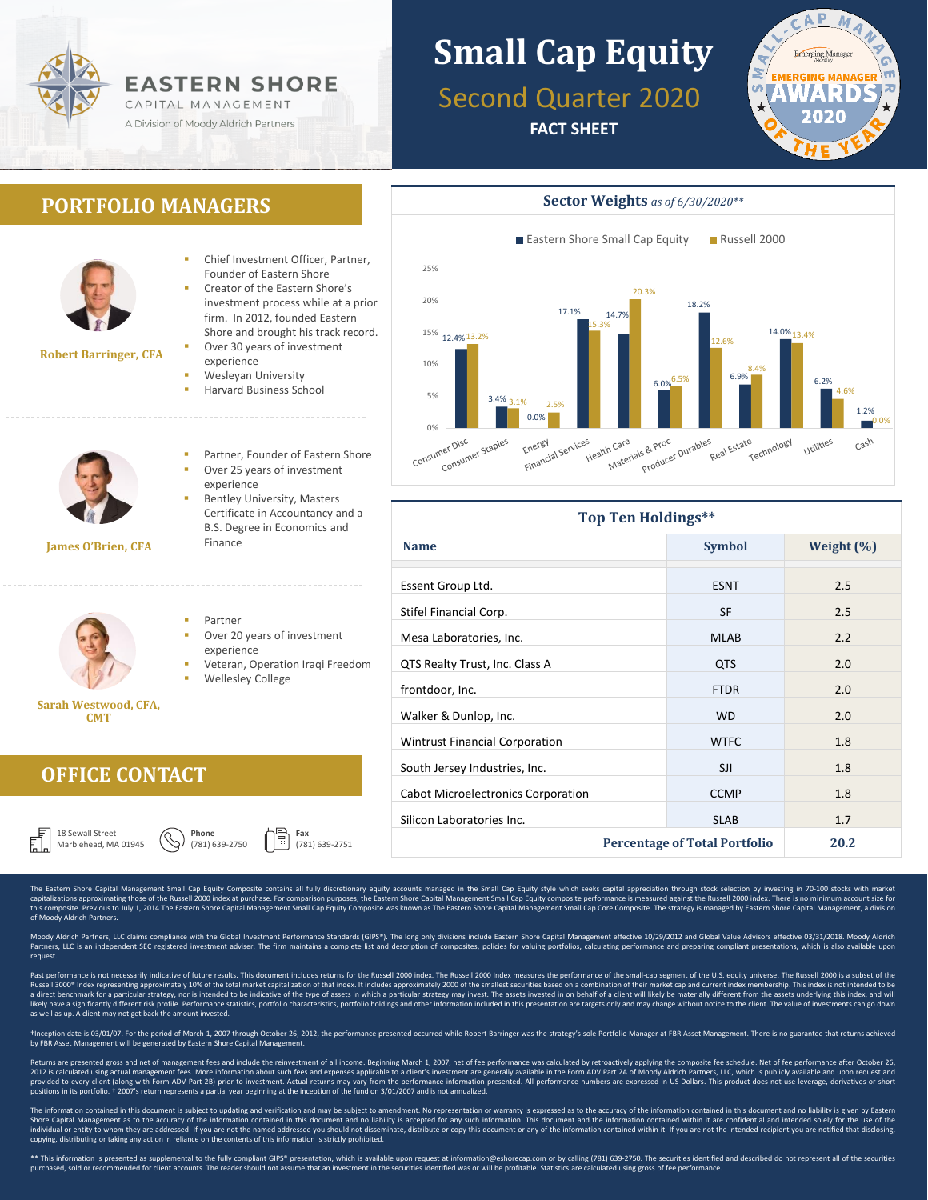# EASTERN SHORE

CAPITAL MANAGEMENT

A Division of Moody Aldrich Partners

# Small Cap Equity

## Second Quarter 2020

**FACT SHEET**

SMALL CAP MANAGER
Emerging Manager
EMERGING MANAGER AWARDS 2020
OF THE YEAR

## PORTFOLIO MANAGERS

**Robert Barringer, CFA**

- Chief Investment Officer, Partner, Founder of Eastern Shore
- Creator of the Eastern Shore's investment process while at a prior firm. In 2012, founded Eastern Shore and brought his track record.
- Over 30 years of investment experience
- Wesleyan University
- Harvard Business School

**James O'Brien, CFA**

- Partner, Founder of Eastern Shore
- Over 25 years of investment experience
- Bentley University, Masters Certificate in Accountancy and a B.S. Degree in Economics and Finance

**Sarah Westwood, CFA, CMT**

- Partner
- Over 20 years of investment experience
- Veteran, Operation Iraqi Freedom
- Wellesley College

## OFFICE CONTACT

18 Sewall Street
Marblehead, MA 01945

**Phone**
(781) 639-2750

**Fax**
(781) 639-2751

## Sector Weights *as of 6/30/2020\*\**

Eastern Shore Small Cap Equity
Russell 2000

25%
20%
15%
10%
5%
0%

Consumer Disc: 12.4% 13.2%
Consumer Staples: 3.4% 3.1%
Energy: 0.0% 2.5%
Financial Services: 17.1% 15.3%
Health Care: 14.7% 20.3%
Materials & Proc: 6.0% 6.5%
Producer Durables: 18.2% 12.6%
Real Estate: 6.9% 8.4%
Technology: 14.0% 13.4%
Utilities: 6.2% 4.6%
Cash: 1.2% 0.0%

## Top Ten Holdings\*\*

| Name | Symbol | Weight (%) |
|---|---|---|
| Essent Group Ltd. | ESNT | 2.5 |
| Stifel Financial Corp. | SF | 2.5 |
| Mesa Laboratories, Inc. | MLAB | 2.2 |
| QTS Realty Trust, Inc. Class A | QTS | 2.0 |
| frontdoor, Inc. | FTDR | 2.0 |
| Walker & Dunlop, Inc. | WD | 2.0 |
| Wintrust Financial Corporation | WTFC | 1.8 |
| South Jersey Industries, Inc. | SJI | 1.8 |
| Cabot Microelectronics Corporation | CCMP | 1.8 |
| Silicon Laboratories Inc. | SLAB | 1.7 |
| | **Percentage of Total Portfolio** | **20.2** |

The Eastern Shore Capital Management Small Cap Equity Composite contains all fully discretionary equity accounts managed in the Small Cap Equity style which seeks capital appreciation through stock selection by investing in 70-100 stocks with market capitalizations approximating those of the Russell 2000 index at purchase. For comparison purposes, the Eastern Shore Capital Management Small Cap Equity composite performance is measured against the Russell 2000 index. There is no minimum account size for this composite. Previous to July 1, 2014 The Eastern Shore Capital Management Small Cap Equity Composite was known as The Eastern Shore Capital Management Small Cap Core Composite. The strategy is managed by Eastern Shore Capital Management, a division of Moody Aldrich Partners.

Moody Aldrich Partners, LLC claims compliance with the Global Investment Performance Standards (GIPS®). The long only divisions include Eastern Shore Capital Management effective 10/29/2012 and Global Value Advisors effective 03/31/2018. Moody Aldrich Partners, LLC is an independent SEC registered investment adviser. The firm maintains a complete list and description of composites, policies for valuing portfolios, calculating performance and preparing compliant presentations, which is also available upon request.

Past performance is not necessarily indicative of future results. This document includes returns for the Russell 2000 index. The Russell 2000 Index measures the performance of the small-cap segment of the U.S. equity universe. The Russell 2000 is a subset of the Russell 3000® Index representing approximately 10% of the total market capitalization of that index. It includes approximately 2000 of the smallest securities based on a combination of their market cap and current index membership. This index is not intended to be a direct benchmark for a particular strategy, nor is intended to be indicative of the type of assets in which a particular strategy may invest. The assets invested in on behalf of a client will likely be materially different from the assets underlying this index, and will likely have a significantly different risk profile. Performance statistics, portfolio characteristics, portfolio holdings and other information included in this presentation are targets only and may change without notice to the client. The value of investments can go down as well as up. A client may not get back the amount invested.

†Inception date is 03/01/07. For the period of March 1, 2007 through October 26, 2012, the performance presented occurred while Robert Barringer was the strategy's sole Portfolio Manager at FBR Asset Management. There is no guarantee that returns achieved by FBR Asset Management will be generated by Eastern Shore Capital Management.

Returns are presented gross and net of management fees and include the reinvestment of all income. Beginning March 1, 2007, net of fee performance was calculated by retroactively applying the composite fee schedule. Net of fee performance after October 26, 2012 is calculated using actual management fees. More information about such fees and expenses applicable to a client's investment are generally available in the Form ADV Part 2A of Moody Aldrich Partners, LLC, which is publicly available and upon request and provided to every client (along with Form ADV Part 2B) prior to investment. Actual returns may vary from the performance information presented. All performance numbers are expressed in US Dollars. This product does not use leverage, derivatives or short positions in its portfolio. † 2007's return represents a partial year beginning at the inception of the fund on 3/01/2007 and is not annualized.

The information contained in this document is subject to updating and verification and may be subject to amendment. No representation or warranty is expressed as to the accuracy of the information contained in this document and no liability is given by Eastern Shore Capital Management as to the accuracy of the information contained in this document and no liability is accepted for any such information. This document and the information contained within it are confidential and intended solely for the use of the individual or entity to whom they are addressed. If you are not the named addressee you should not disseminate, distribute or copy this document or any of the information contained within it. If you are not the intended recipient you are notified that disclosing, copying, distributing or taking any action in reliance on the contents of this information is strictly prohibited.

\*\* This information is presented as supplemental to the fully compliant GIPS® presentation, which is available upon request at information@eshorecap.com or by calling (781) 639-2750. The securities identified and described do not represent all of the securities purchased, sold or recommended for client accounts. The reader should not assume that an investment in the securities identified was or will be profitable. Statistics are calculated using gross of fee performance.